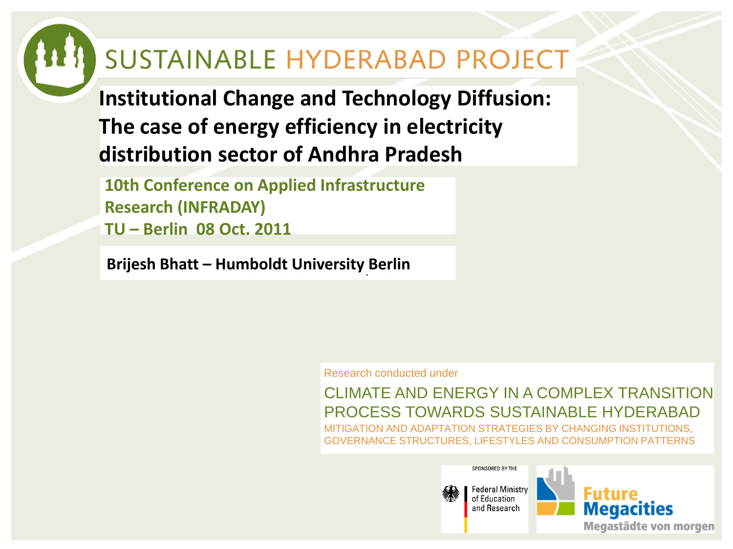# SUSTAINABLE HYDERABAD PROJECT

## Institutional Change and Technology Diffusion: The case of energy efficiency in electricity distribution sector of Andhra Pradesh

**10th Conference on Applied Infrastructure Research (INFRADAY)**
**TU – Berlin 08 Oct. 2011**

**Brijesh Bhatt – Humboldt University Berlin**

Research conducted under

CLIMATE AND ENERGY IN A COMPLEX TRANSITION PROCESS TOWARDS SUSTAINABLE HYDERABAD

MITIGATION AND ADAPTATION STRATEGIES BY CHANGING INSTITUTIONS, GOVERNANCE STRUCTURES, LIFESTYLES AND CONSUMPTION PATTERNS

SPONSORED BY THE

Federal Ministry of Education and Research

Future Megacities

Megastädte von morgen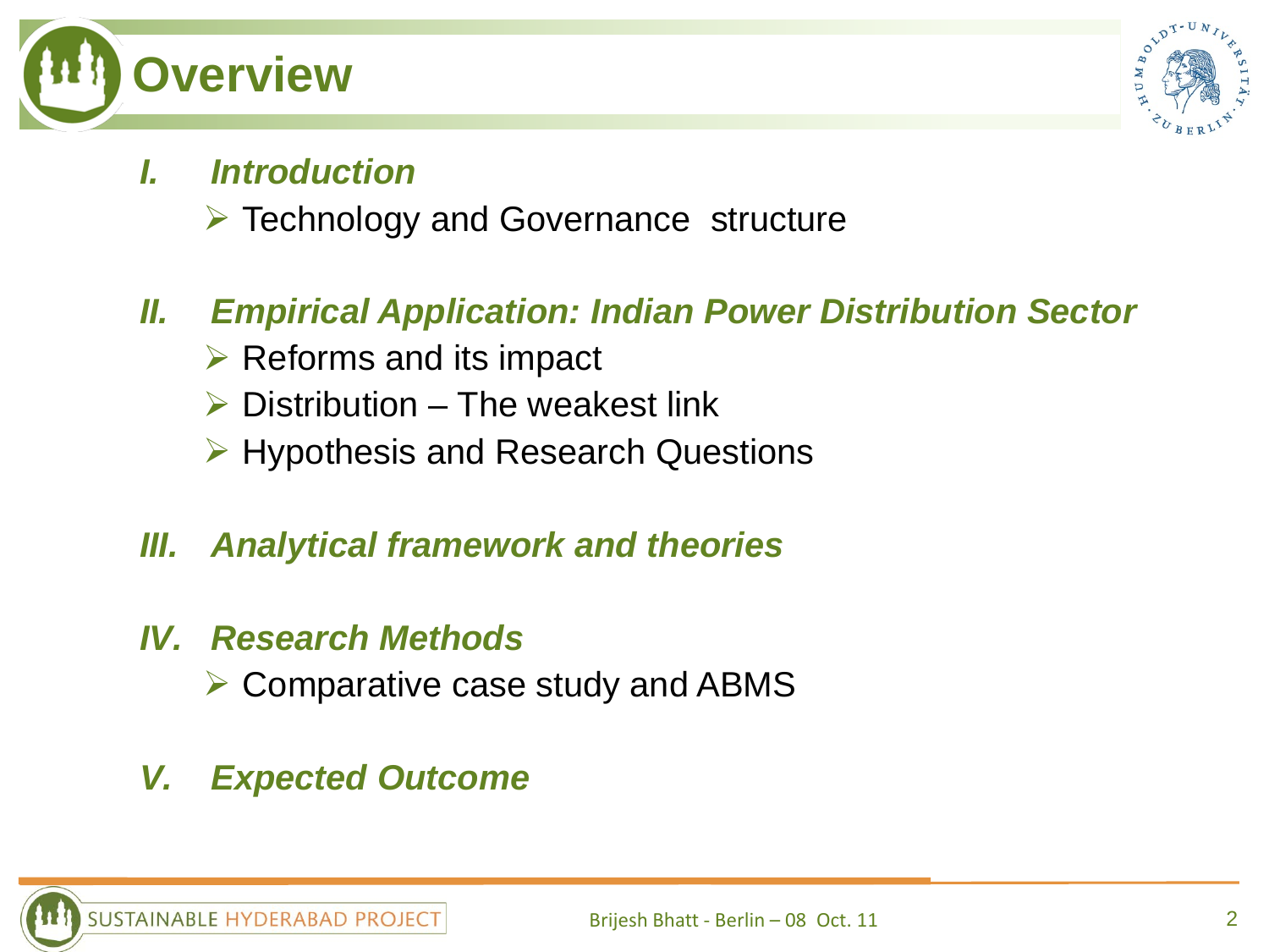# Overview

*I.* ***Introduction***

- Technology and Governance structure

*II.* ***Empirical Application: Indian Power Distribution Sector***

- Reforms and its impact
- Distribution – The weakest link
- Hypothesis and Research Questions

*III.* ***Analytical framework and theories***

*IV.* ***Research Methods***

- Comparative case study and ABMS

*V.* ***Expected Outcome***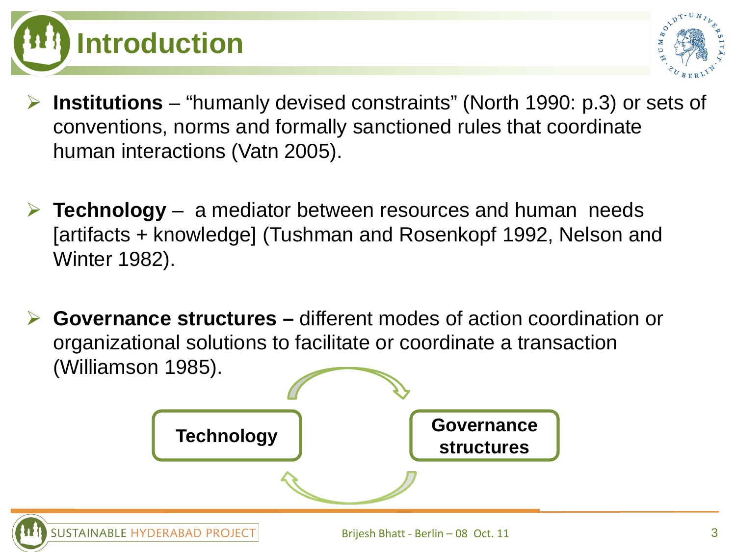# Introduction

- **Institutions** – "humanly devised constraints" (North 1990: p.3) or sets of conventions, norms and formally sanctioned rules that coordinate human interactions (Vatn 2005).

- **Technology** – a mediator between resources and human needs [artifacts + knowledge] (Tushman and Rosenkopf 1992, Nelson and Winter 1982).

- **Governance structures –** different modes of action coordination or organizational solutions to facilitate or coordinate a transaction (Williamson 1985).

Technology ⇄ Governance structures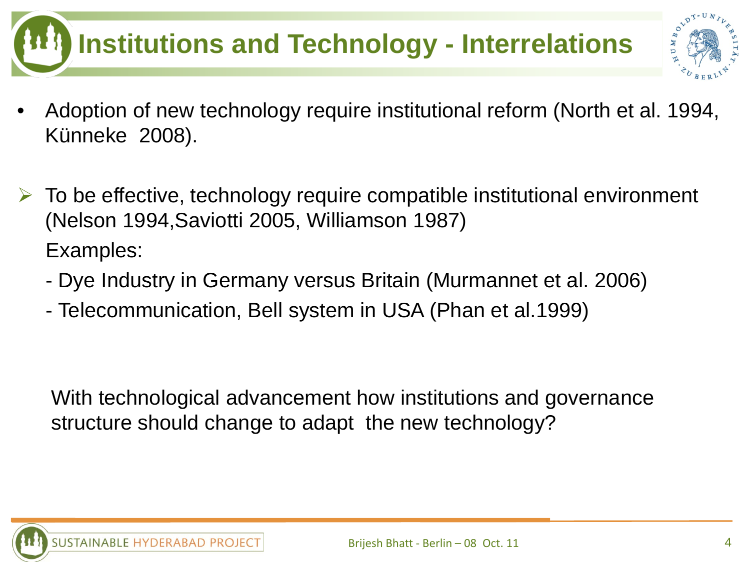# Institutions and Technology - Interrelations

- Adoption of new technology require institutional reform (North et al. 1994, Künneke 2008).

- To be effective, technology require compatible institutional environment (Nelson 1994,Saviotti 2005, Williamson 1987)

  Examples:

  - Dye Industry in Germany versus Britain (Murmannet et al. 2006)
  - Telecommunication, Bell system in USA (Phan et al.1999)

With technological advancement how institutions and governance structure should change to adapt the new technology?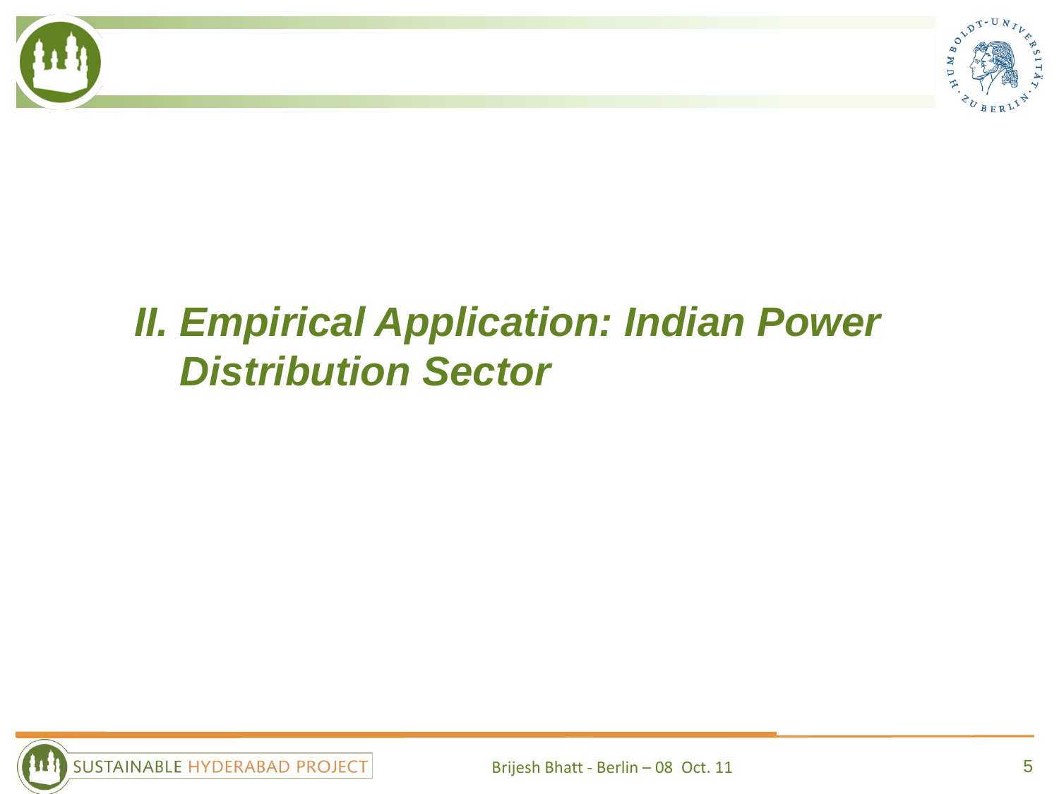## *II. Empirical Application: Indian Power Distribution Sector*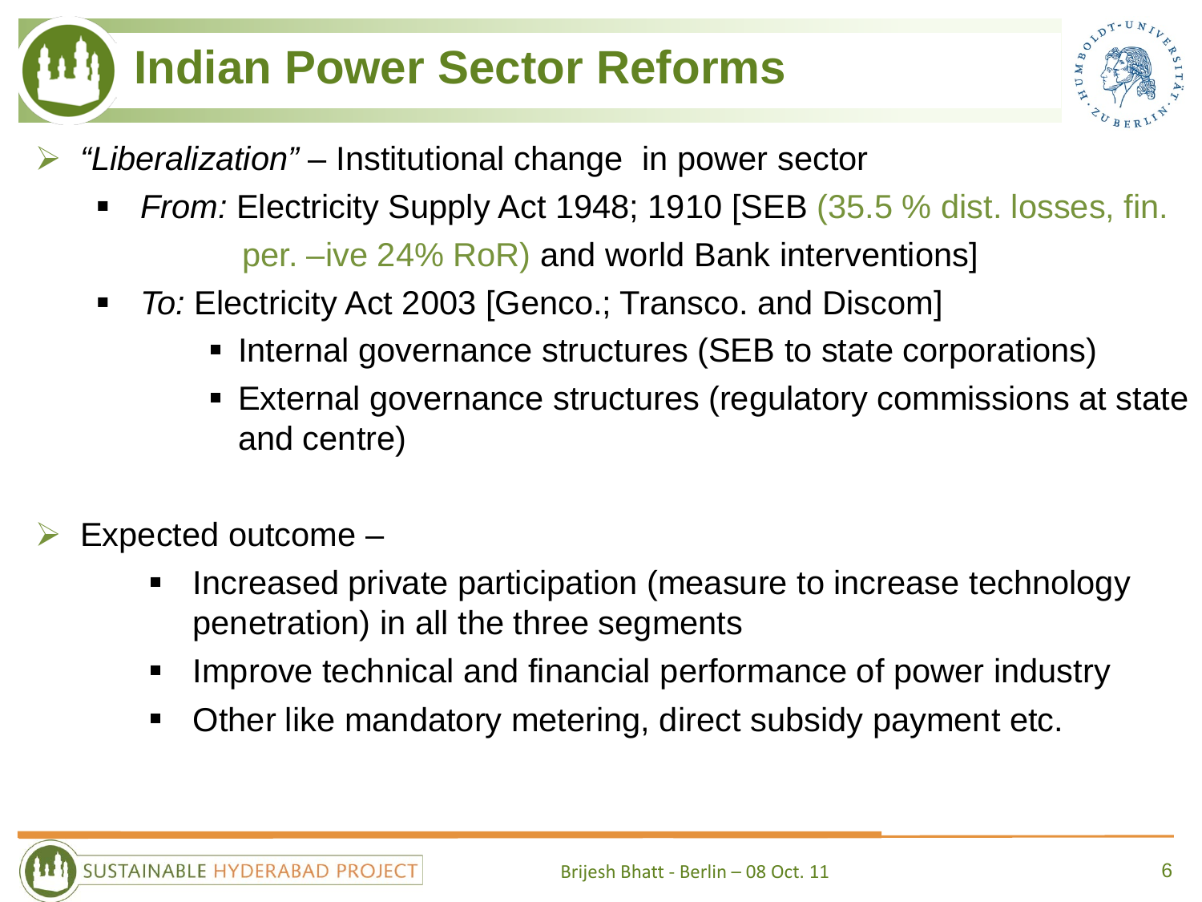# Indian Power Sector Reforms

- *"Liberalization"* – Institutional change in power sector
  - *From:* Electricity Supply Act 1948; 1910 [SEB (35.5 % dist. losses, fin. per. –ive 24% RoR) and world Bank interventions]
  - *To:* Electricity Act 2003 [Genco.; Transco. and Discom]
    - Internal governance structures (SEB to state corporations)
    - External governance structures (regulatory commissions at state and centre)

- Expected outcome –
  - Increased private participation (measure to increase technology penetration) in all the three segments
  - Improve technical and financial performance of power industry
  - Other like mandatory metering, direct subsidy payment etc.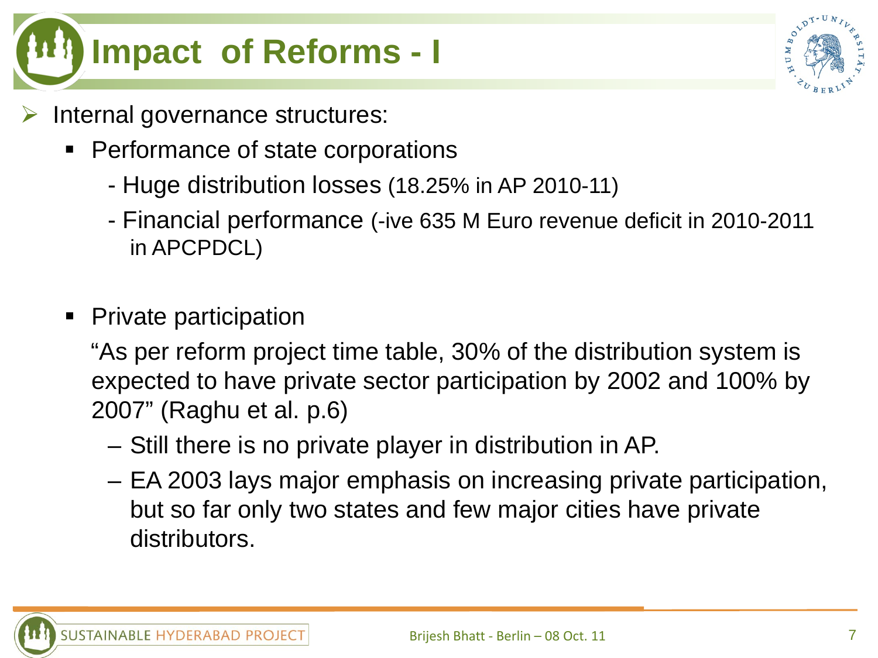# Impact of Reforms - I

- Internal governance structures:
  - Performance of state corporations
    - Huge distribution losses (18.25% in AP 2010-11)
    - Financial performance (-ive 635 M Euro revenue deficit in 2010-2011 in APCPDCL)
  - Private participation

    "As per reform project time table, 30% of the distribution system is expected to have private sector participation by 2002 and 100% by 2007" (Raghu et al. p.6)

    - Still there is no private player in distribution in AP.
    - EA 2003 lays major emphasis on increasing private participation, but so far only two states and few major cities have private distributors.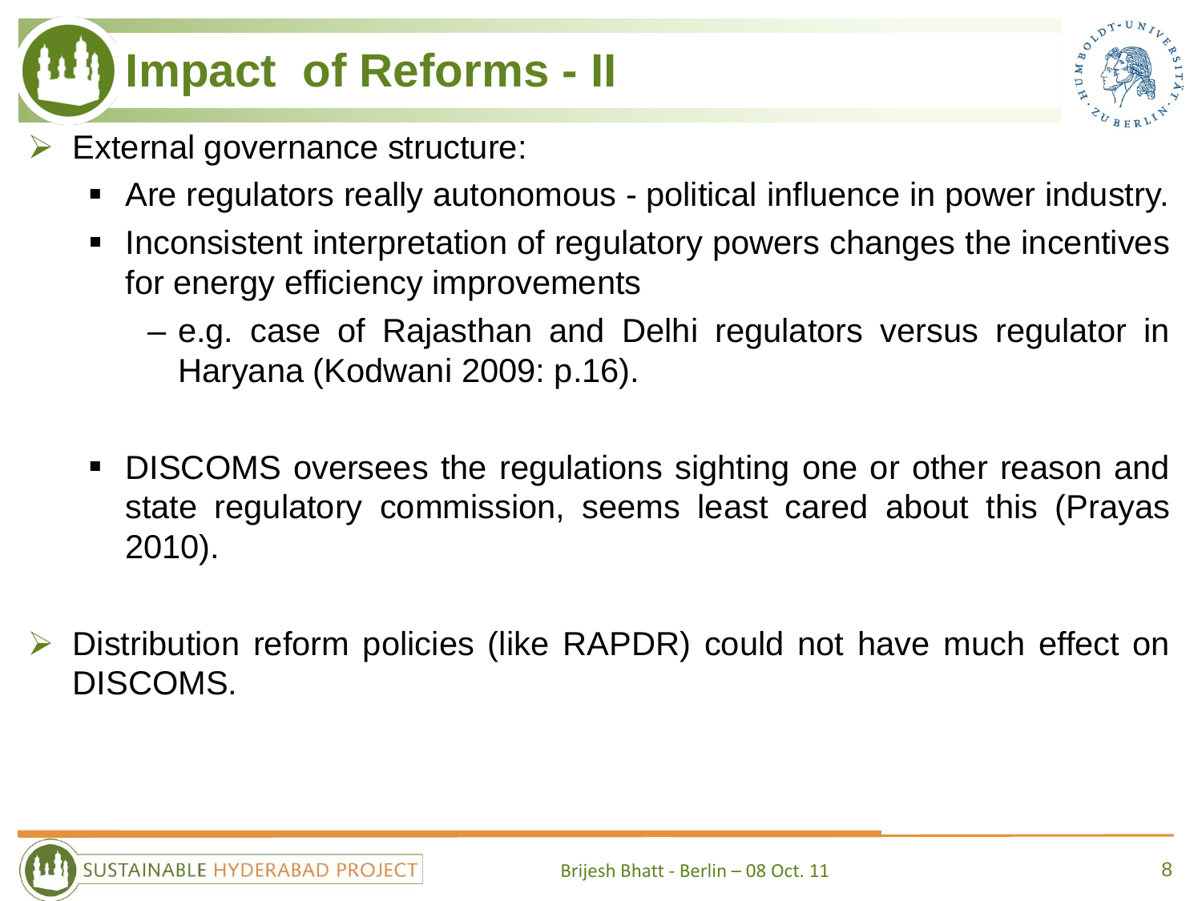# Impact of Reforms - II

- External governance structure:
  - Are regulators really autonomous - political influence in power industry.
  - Inconsistent interpretation of regulatory powers changes the incentives for energy efficiency improvements
    - e.g. case of Rajasthan and Delhi regulators versus regulator in Haryana (Kodwani 2009: p.16).
  - DISCOMS oversees the regulations sighting one or other reason and state regulatory commission, seems least cared about this (Prayas 2010).
- Distribution reform policies (like RAPDR) could not have much effect on DISCOMS.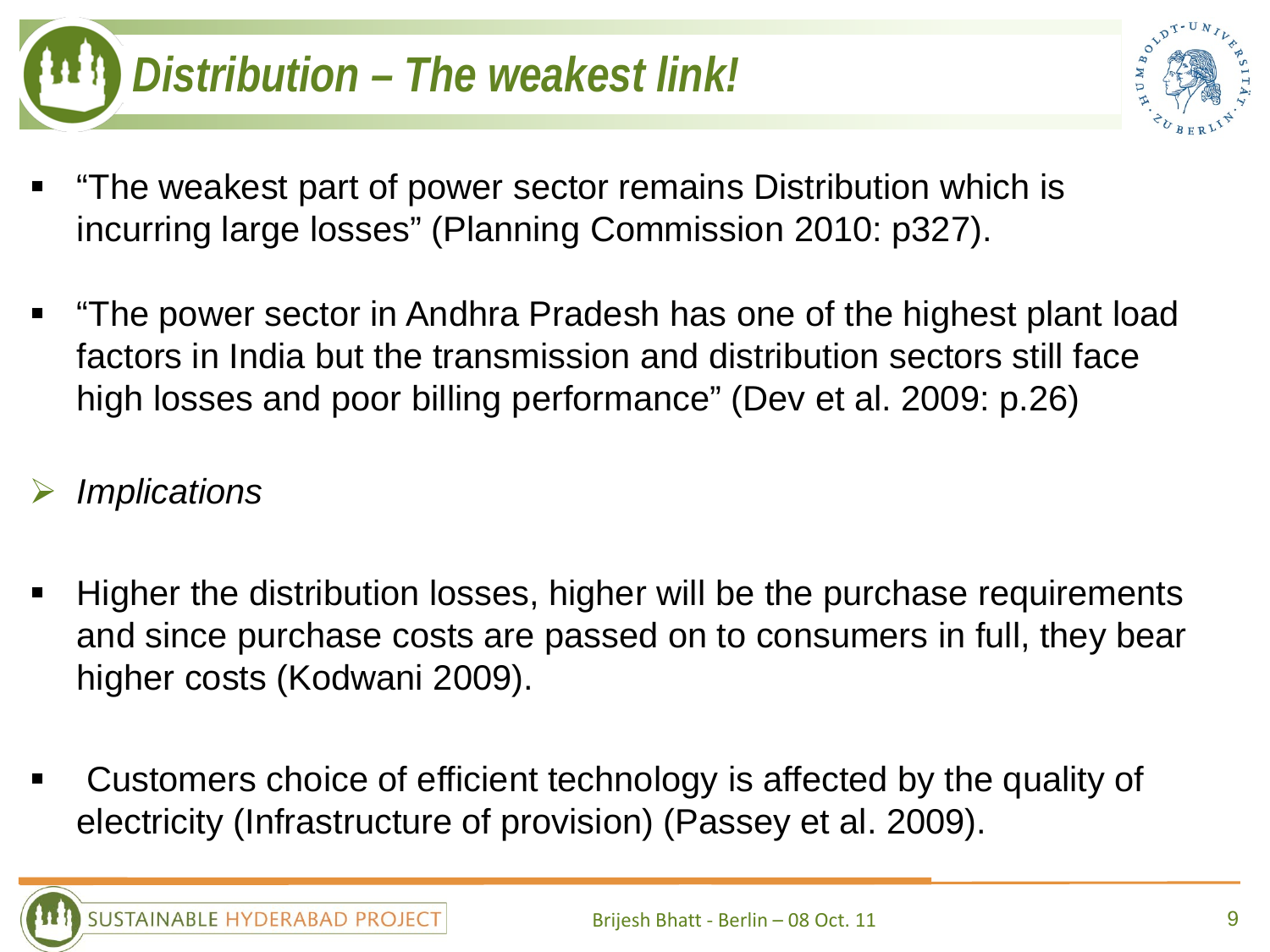# *Distribution – The weakest link!*

- "The weakest part of power sector remains Distribution which is incurring large losses" (Planning Commission 2010: p327).

- "The power sector in Andhra Pradesh has one of the highest plant load factors in India but the transmission and distribution sectors still face high losses and poor billing performance" (Dev et al. 2009: p.26)

➢ *Implications*

- Higher the distribution losses, higher will be the purchase requirements and since purchase costs are passed on to consumers in full, they bear higher costs (Kodwani 2009).

- Customers choice of efficient technology is affected by the quality of electricity (Infrastructure of provision) (Passey et al. 2009).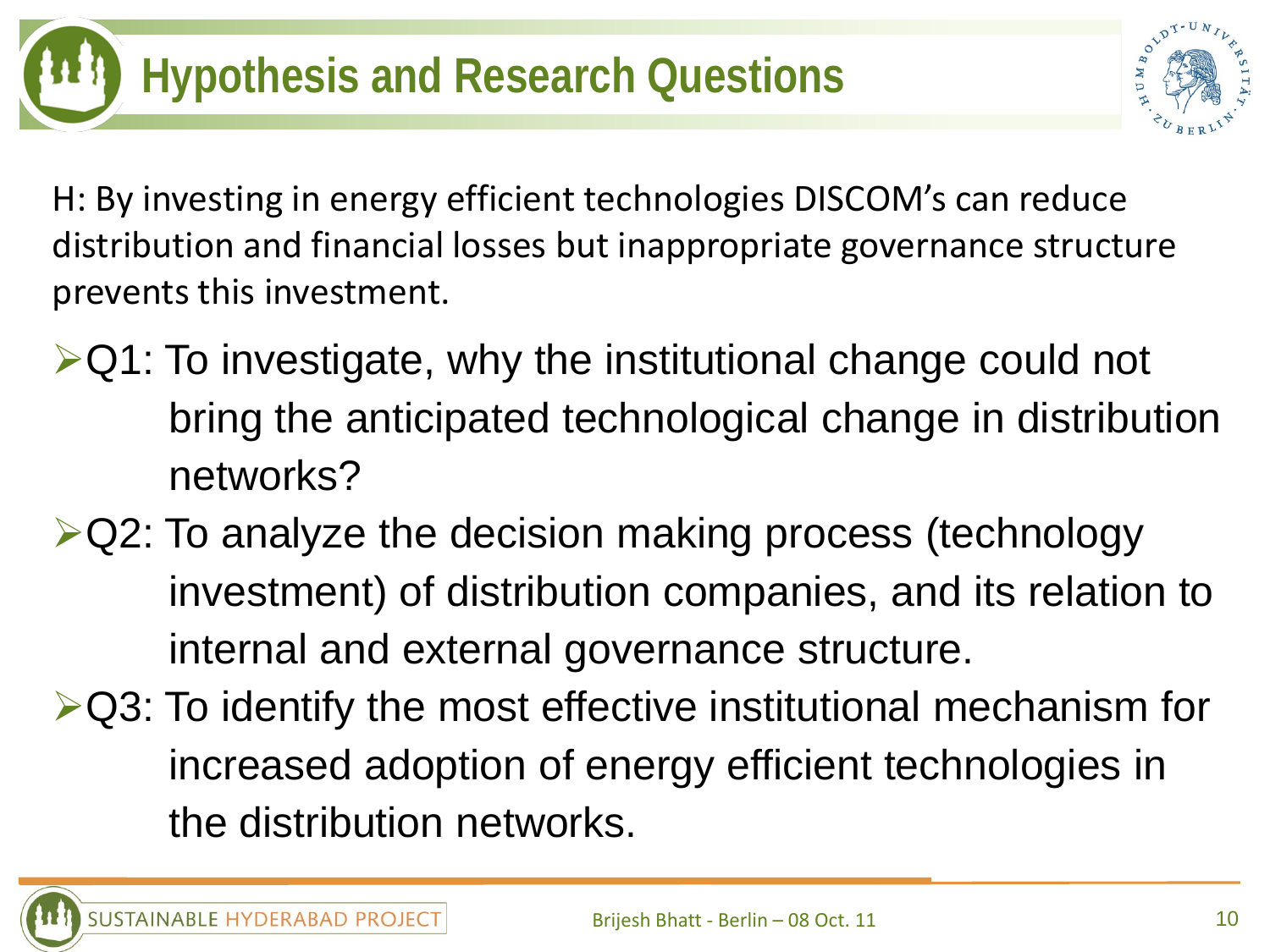# Hypothesis and Research Questions

H: By investing in energy efficient technologies DISCOM's can reduce distribution and financial losses but inappropriate governance structure prevents this investment.

- Q1: To investigate, why the institutional change could not bring the anticipated technological change in distribution networks?
- Q2: To analyze the decision making process (technology investment) of distribution companies, and its relation to internal and external governance structure.
- Q3: To identify the most effective institutional mechanism for increased adoption of energy efficient technologies in the distribution networks.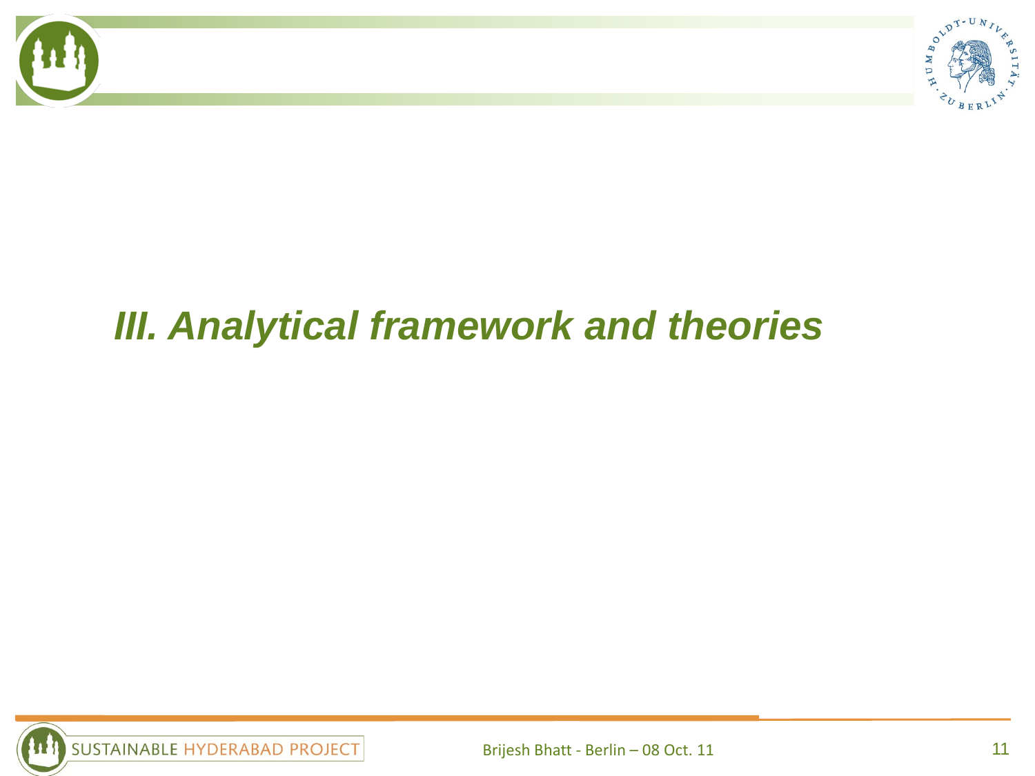# *III. Analytical framework and theories*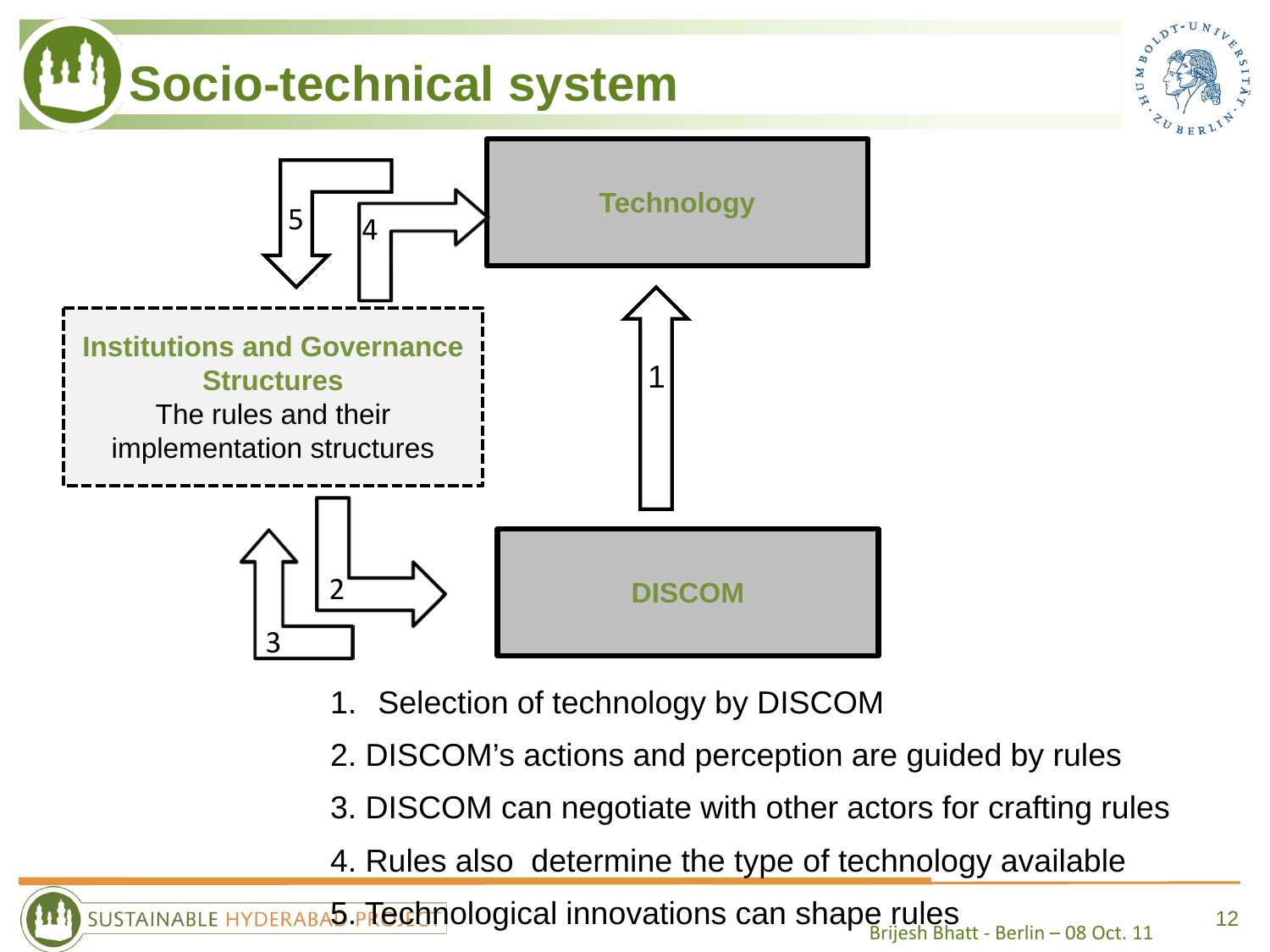# Socio-technical system

Technology

Institutions and Governance Structures
The rules and their implementation structures

DISCOM

1. Selection of technology by DISCOM
2. DISCOM's actions and perception are guided by rules
3. DISCOM can negotiate with other actors for crafting rules
4. Rules also determine the type of technology available
5. Technological innovations can shape rules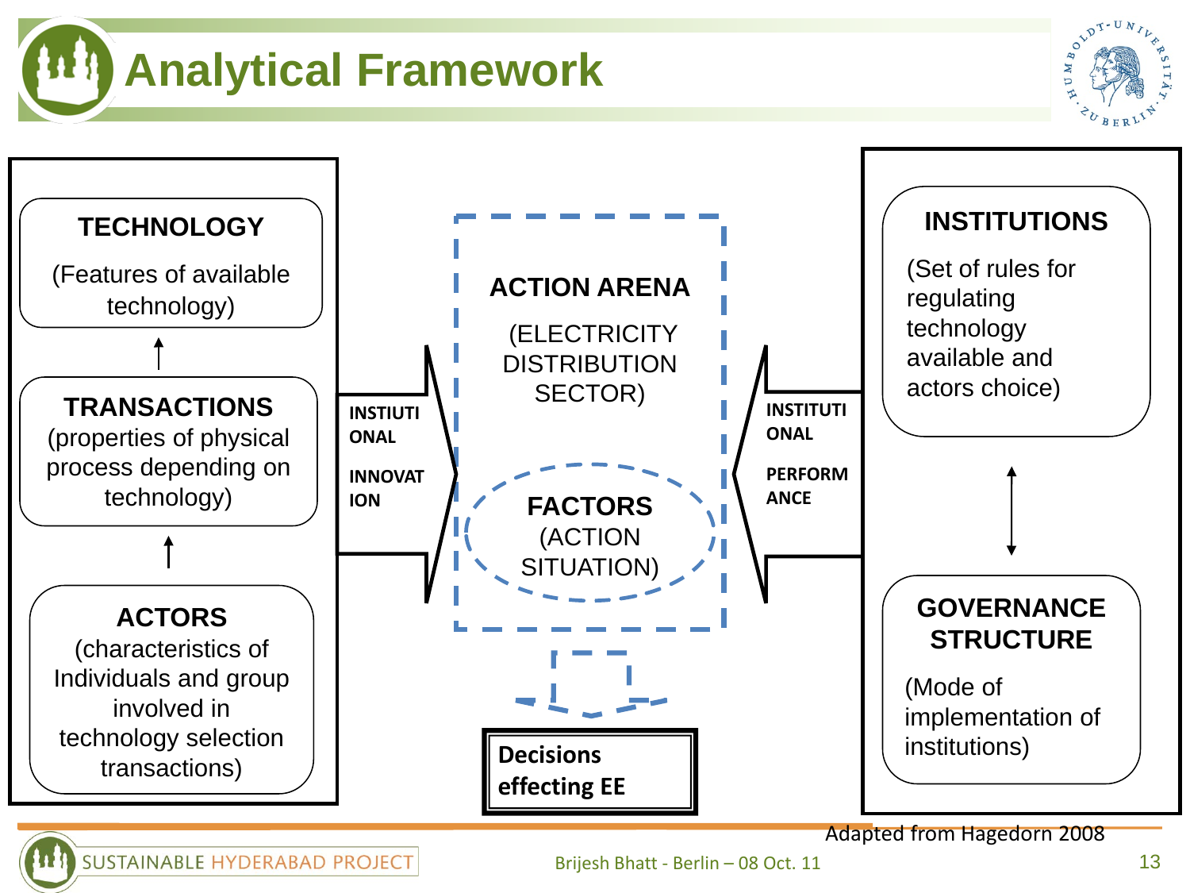# Analytical Framework

**TECHNOLOGY**
(Features of available technology)

**TRANSACTIONS**
(properties of physical process depending on technology)

**ACTORS**
(characteristics of Individuals and group involved in technology selection transactions)

**INSTIUTIONAL INNOVATION**

**ACTION ARENA**
(ELECTRICITY DISTRIBUTION SECTOR)

**FACTORS**
(ACTION SITUATION)

**INSTITUTIONAL PERFORMANCE**

**INSTITUTIONS**
(Set of rules for regulating technology available and actors choice)

**GOVERNANCE STRUCTURE**
(Mode of implementation of institutions)

**Decisions effecting EE**

Adapted from Hagedorn 2008

Brijesh Bhatt - Berlin – 08 Oct. 11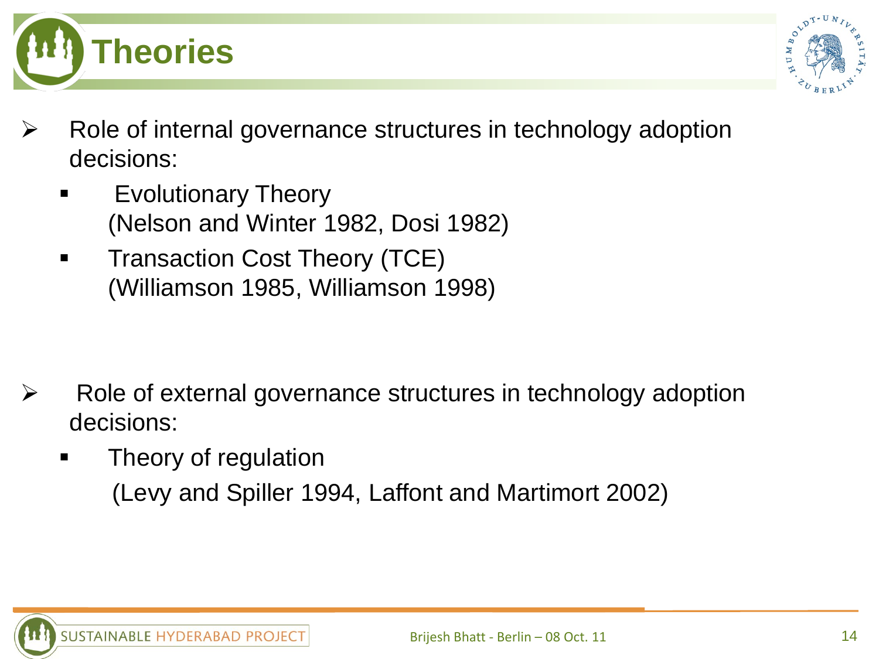# Theories

- Role of internal governance structures in technology adoption decisions:
  - Evolutionary Theory (Nelson and Winter 1982, Dosi 1982)
  - Transaction Cost Theory (TCE) (Williamson 1985, Williamson 1998)

- Role of external governance structures in technology adoption decisions:
  - Theory of regulation (Levy and Spiller 1994, Laffont and Martimort 2002)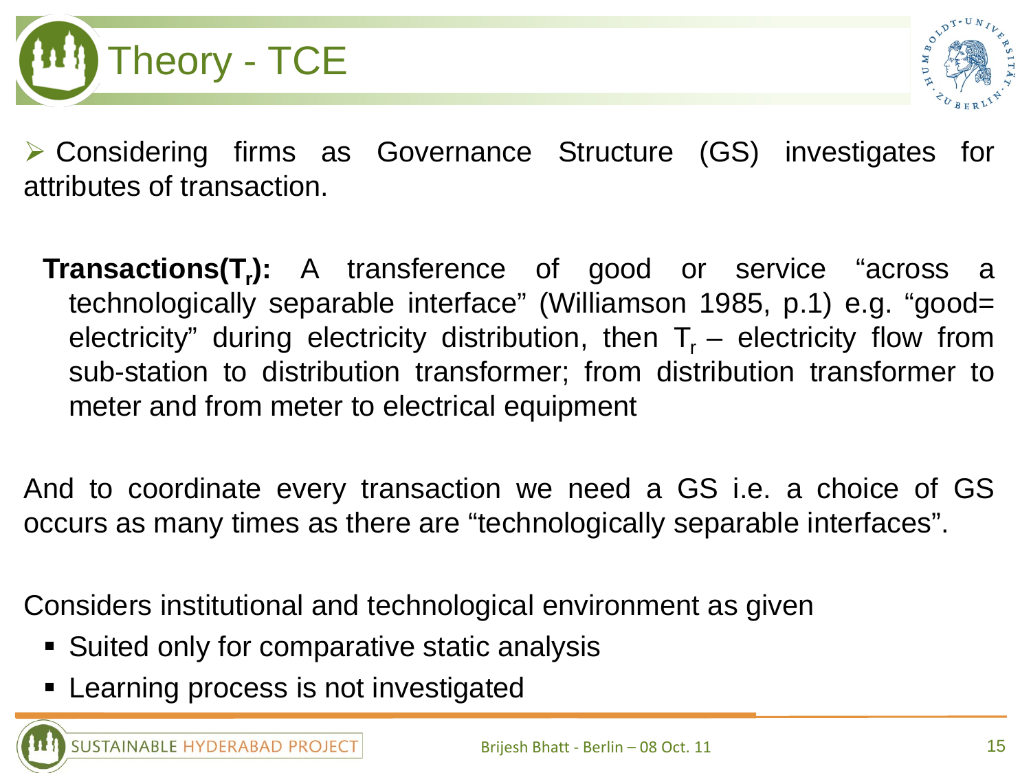# Theory - TCE

- Considering firms as Governance Structure (GS) investigates for attributes of transaction.

  **Transactions($T_r$):** A transference of good or service "across a technologically separable interface" (Williamson 1985, p.1) e.g. "good= electricity" during electricity distribution, then $T_r$ – electricity flow from sub-station to distribution transformer; from distribution transformer to meter and from meter to electrical equipment

And to coordinate every transaction we need a GS i.e. a choice of GS occurs as many times as there are "technologically separable interfaces".

Considers institutional and technological environment as given

- Suited only for comparative static analysis
- Learning process is not investigated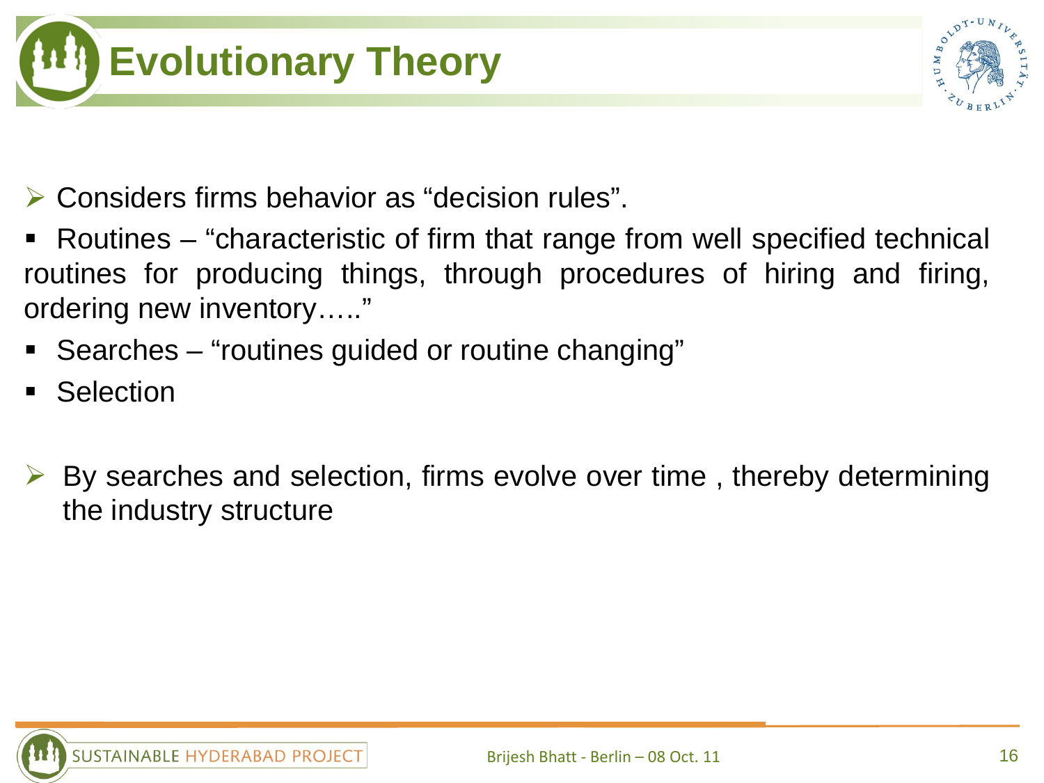# Evolutionary Theory

- Considers firms behavior as “decision rules”.
  - Routines – “characteristic of firm that range from well specified technical routines for producing things, through procedures of hiring and firing, ordering new inventory…..”
  - Searches – “routines guided or routine changing”
  - Selection
- By searches and selection, firms evolve over time , thereby determining the industry structure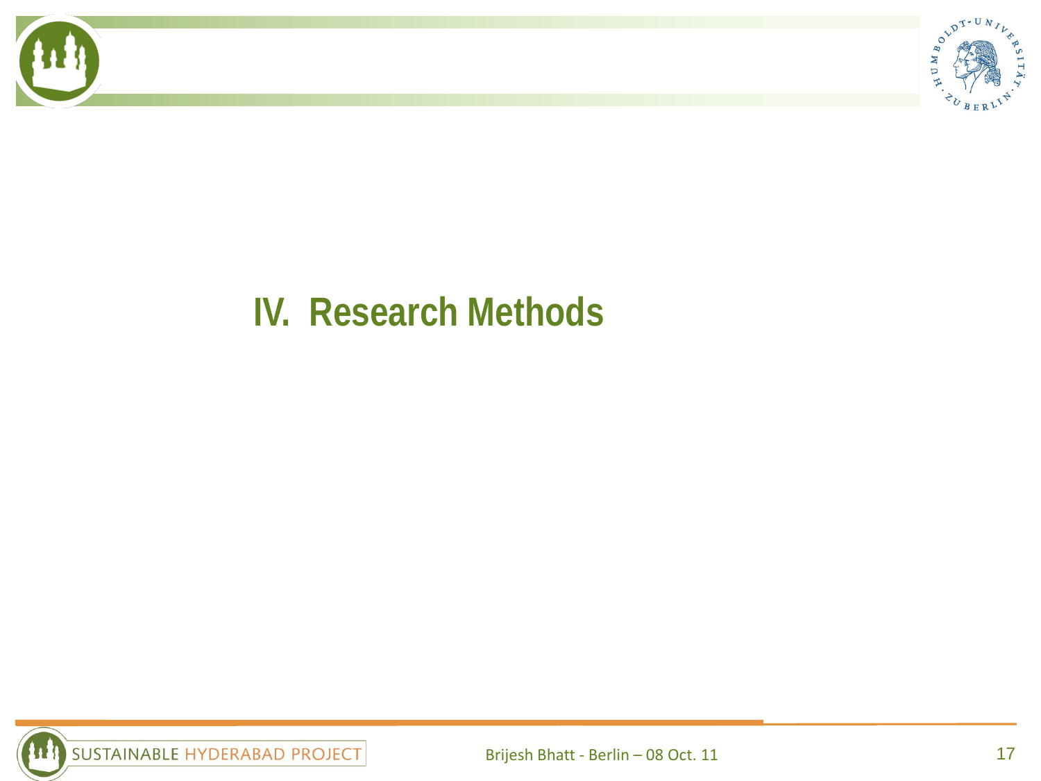# IV. Research Methods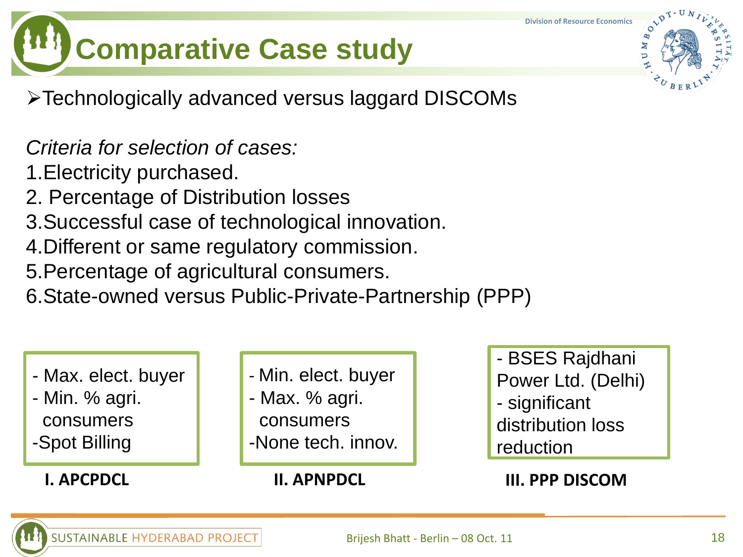# Comparative Case study

- Technologically advanced versus laggard DISCOMs

*Criteria for selection of cases:*

1. Electricity purchased.
2. Percentage of Distribution losses
3. Successful case of technological innovation.
4. Different or same regulatory commission.
5. Percentage of agricultural consumers.
6. State-owned versus Public-Private-Partnership (PPP)

- Max. elect. buyer
- Min. % agri. consumers
- Spot Billing

**I. APCPDCL**

- Min. elect. buyer
- Max. % agri. consumers
- None tech. innov.

**II. APNPDCL**

- BSES Rajdhani Power Ltd. (Delhi)
- significant distribution loss reduction

**III. PPP DISCOM**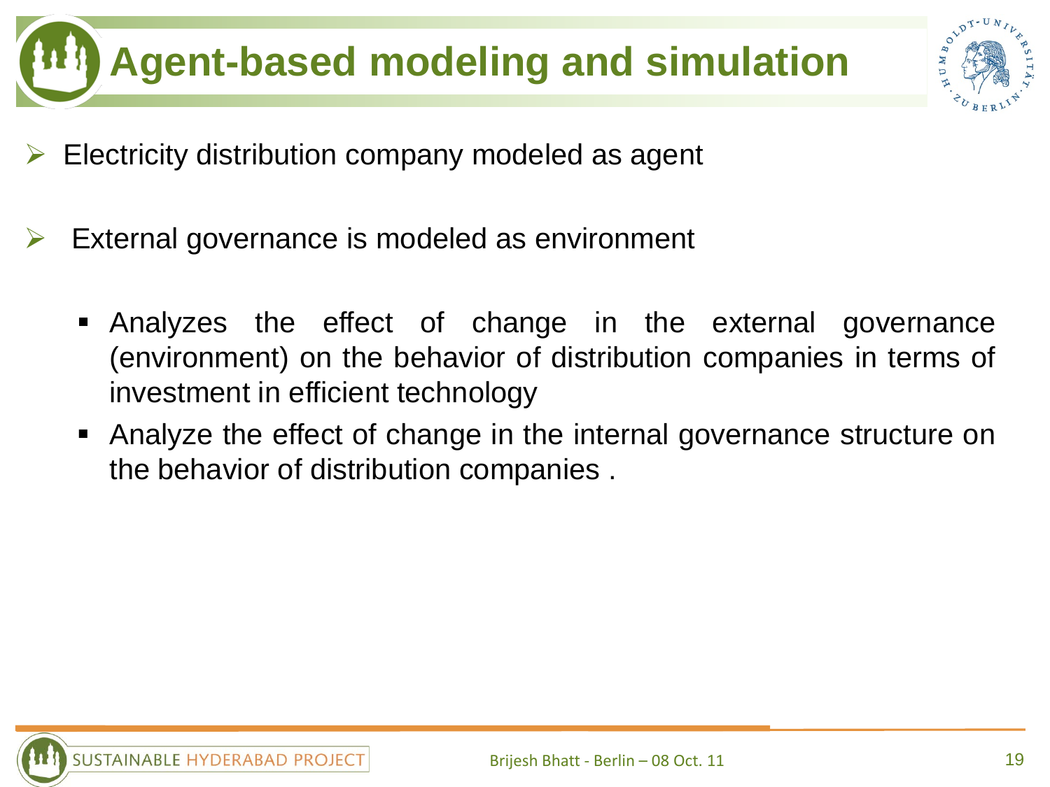# Agent-based modeling and simulation

- Electricity distribution company modeled as agent
- External governance is modeled as environment
  - Analyzes the effect of change in the external governance (environment) on the behavior of distribution companies in terms of investment in efficient technology
  - Analyze the effect of change in the internal governance structure on the behavior of distribution companies .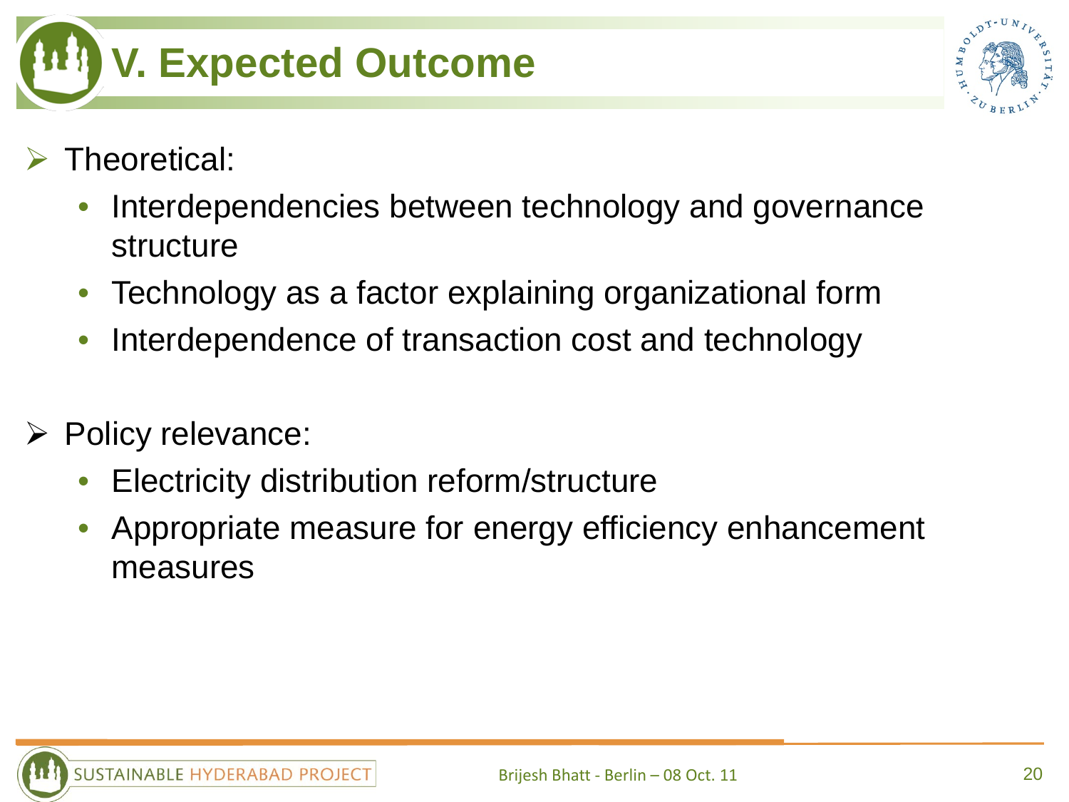# V. Expected Outcome

- Theoretical:
  - Interdependencies between technology and governance structure
  - Technology as a factor explaining organizational form
  - Interdependence of transaction cost and technology

- Policy relevance:
  - Electricity distribution reform/structure
  - Appropriate measure for energy efficiency enhancement measures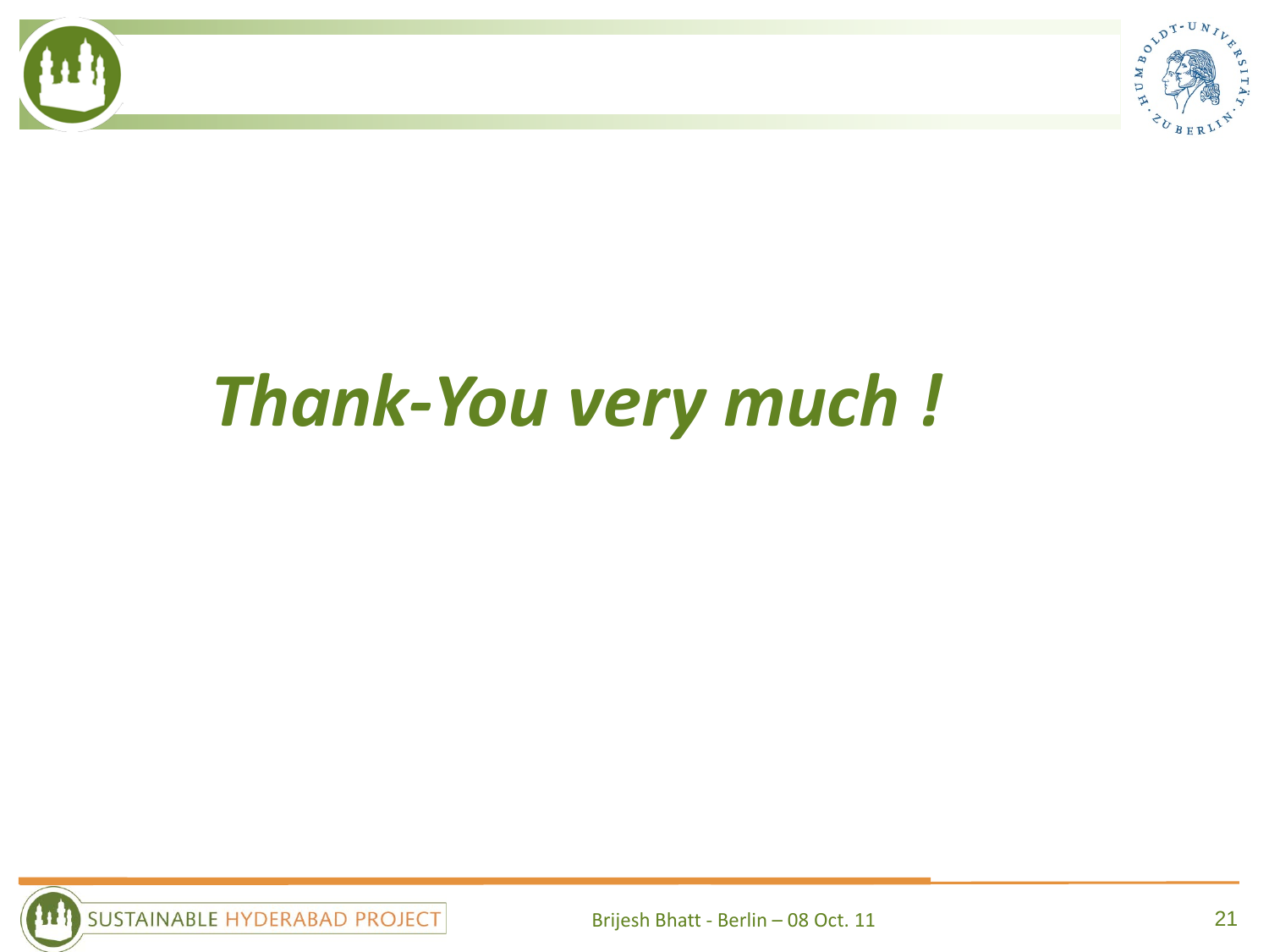# *Thank-You very much !*